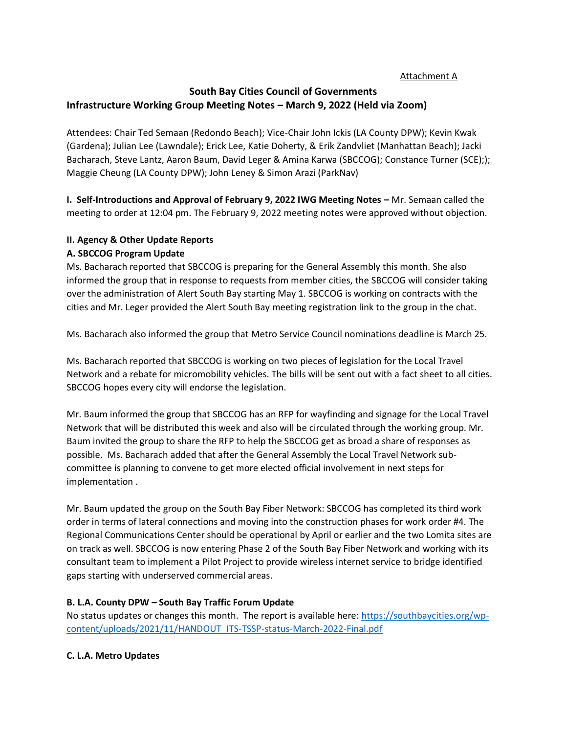Attachment A

# South Bay Cities Council of Governments
## Infrastructure Working Group Meeting Notes – March 9, 2022 (Held via Zoom)

Attendees: Chair Ted Semaan (Redondo Beach); Vice-Chair John Ickis (LA County DPW); Kevin Kwak (Gardena); Julian Lee (Lawndale); Erick Lee, Katie Doherty, & Erik Zandvliet (Manhattan Beach); Jacki Bacharach, Steve Lantz, Aaron Baum, David Leger & Amina Karwa (SBCCOG); Constance Turner (SCE);); Maggie Cheung (LA County DPW); John Leney & Simon Arazi (ParkNav)

**I. Self-Introductions and Approval of February 9, 2022 IWG Meeting Notes –** Mr. Semaan called the meeting to order at 12:04 pm. The February 9, 2022 meeting notes were approved without objection.

**II. Agency & Other Update Reports**

**A. SBCCOG Program Update**

Ms. Bacharach reported that SBCCOG is preparing for the General Assembly this month. She also informed the group that in response to requests from member cities, the SBCCOG will consider taking over the administration of Alert South Bay starting May 1. SBCCOG is working on contracts with the cities and Mr. Leger provided the Alert South Bay meeting registration link to the group in the chat.

Ms. Bacharach also informed the group that Metro Service Council nominations deadline is March 25.

Ms. Bacharach reported that SBCCOG is working on two pieces of legislation for the Local Travel Network and a rebate for micromobility vehicles. The bills will be sent out with a fact sheet to all cities. SBCCOG hopes every city will endorse the legislation.

Mr. Baum informed the group that SBCCOG has an RFP for wayfinding and signage for the Local Travel Network that will be distributed this week and also will be circulated through the working group. Mr. Baum invited the group to share the RFP to help the SBCCOG get as broad a share of responses as possible. Ms. Bacharach added that after the General Assembly the Local Travel Network sub-committee is planning to convene to get more elected official involvement in next steps for implementation .

Mr. Baum updated the group on the South Bay Fiber Network: SBCCOG has completed its third work order in terms of lateral connections and moving into the construction phases for work order #4. The Regional Communications Center should be operational by April or earlier and the two Lomita sites are on track as well. SBCCOG is now entering Phase 2 of the South Bay Fiber Network and working with its consultant team to implement a Pilot Project to provide wireless internet service to bridge identified gaps starting with underserved commercial areas.

**B. L.A. County DPW – South Bay Traffic Forum Update**

No status updates or changes this month. The report is available here: [https://southbaycities.org/wp-content/uploads/2021/11/HANDOUT_ITS-TSSP-status-March-2022-Final.pdf](https://southbaycities.org/wp-content/uploads/2021/11/HANDOUT_ITS-TSSP-status-March-2022-Final.pdf)

**C. L.A. Metro Updates**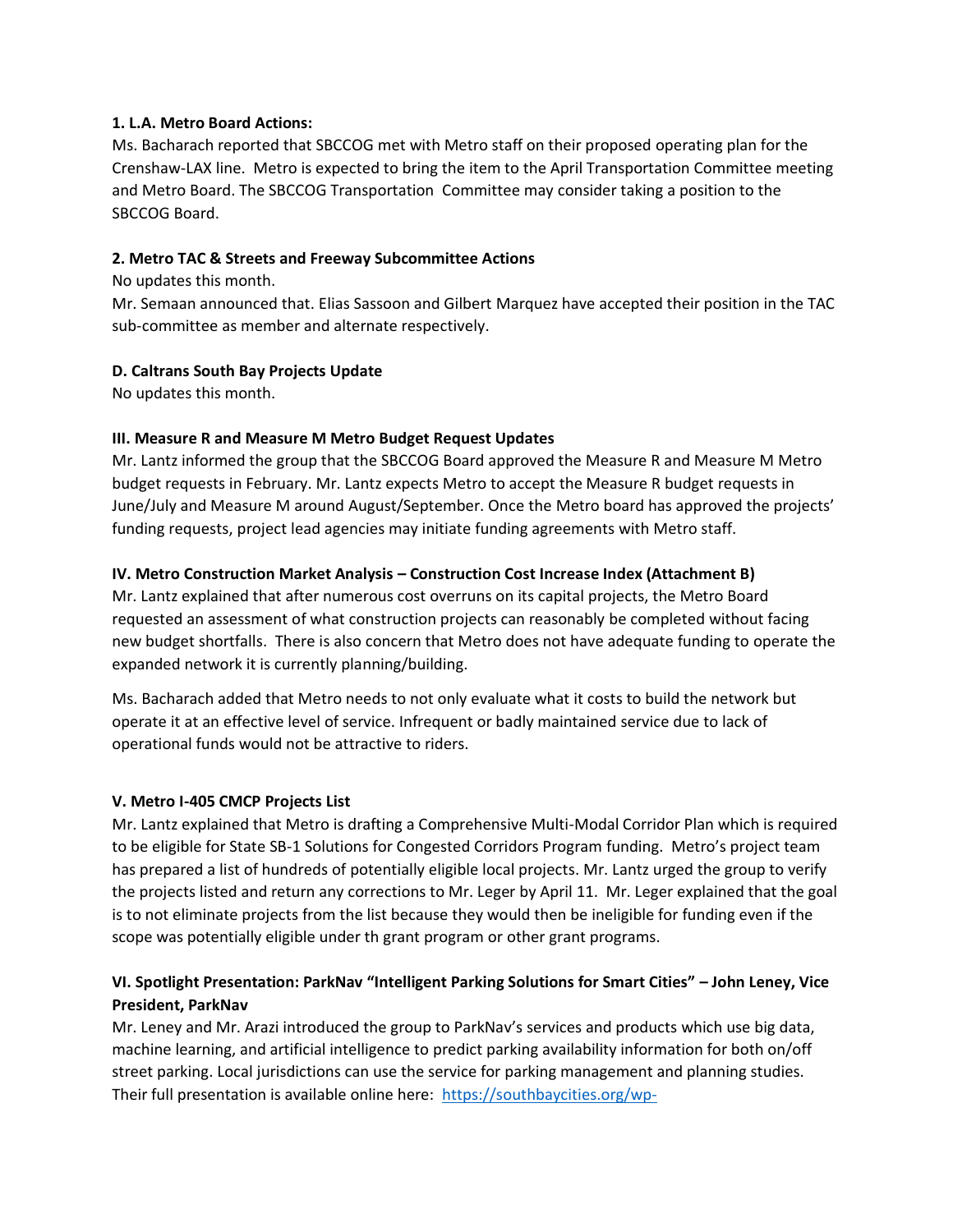**1. L.A. Metro Board Actions:**

Ms. Bacharach reported that SBCCOG met with Metro staff on their proposed operating plan for the Crenshaw-LAX line. Metro is expected to bring the item to the April Transportation Committee meeting and Metro Board. The SBCCOG Transportation Committee may consider taking a position to the SBCCOG Board.

**2. Metro TAC & Streets and Freeway Subcommittee Actions**

No updates this month.

Mr. Semaan announced that. Elias Sassoon and Gilbert Marquez have accepted their position in the TAC sub-committee as member and alternate respectively.

**D. Caltrans South Bay Projects Update**

No updates this month.

**III. Measure R and Measure M Metro Budget Request Updates**

Mr. Lantz informed the group that the SBCCOG Board approved the Measure R and Measure M Metro budget requests in February. Mr. Lantz expects Metro to accept the Measure R budget requests in June/July and Measure M around August/September. Once the Metro board has approved the projects' funding requests, project lead agencies may initiate funding agreements with Metro staff.

**IV. Metro Construction Market Analysis – Construction Cost Increase Index (Attachment B)**

Mr. Lantz explained that after numerous cost overruns on its capital projects, the Metro Board requested an assessment of what construction projects can reasonably be completed without facing new budget shortfalls. There is also concern that Metro does not have adequate funding to operate the expanded network it is currently planning/building.

Ms. Bacharach added that Metro needs to not only evaluate what it costs to build the network but operate it at an effective level of service. Infrequent or badly maintained service due to lack of operational funds would not be attractive to riders.

**V. Metro I-405 CMCP Projects List**

Mr. Lantz explained that Metro is drafting a Comprehensive Multi-Modal Corridor Plan which is required to be eligible for State SB-1 Solutions for Congested Corridors Program funding. Metro's project team has prepared a list of hundreds of potentially eligible local projects. Mr. Lantz urged the group to verify the projects listed and return any corrections to Mr. Leger by April 11. Mr. Leger explained that the goal is to not eliminate projects from the list because they would then be ineligible for funding even if the scope was potentially eligible under th grant program or other grant programs.

**VI. Spotlight Presentation: ParkNav "Intelligent Parking Solutions for Smart Cities" – John Leney, Vice President, ParkNav**

Mr. Leney and Mr. Arazi introduced the group to ParkNav's services and products which use big data, machine learning, and artificial intelligence to predict parking availability information for both on/off street parking. Local jurisdictions can use the service for parking management and planning studies. Their full presentation is available online here: https://southbaycities.org/wp-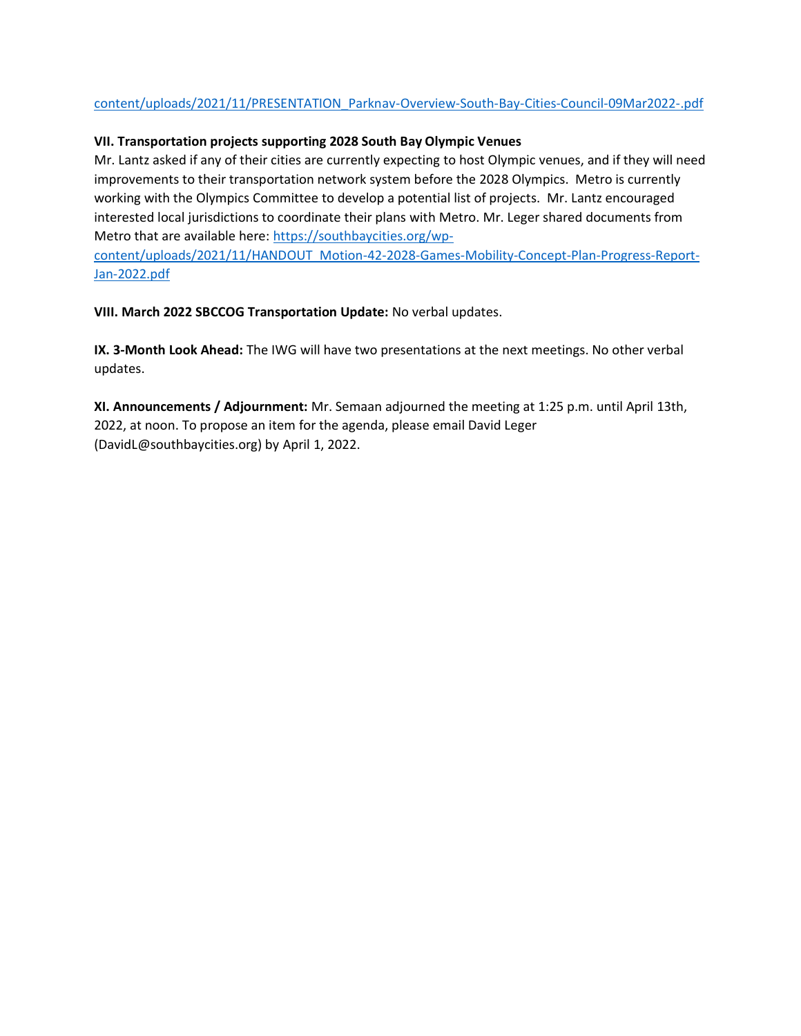content/uploads/2021/11/PRESENTATION_Parknav-Overview-South-Bay-Cities-Council-09Mar2022-.pdf

**VII. Transportation projects supporting 2028 South Bay Olympic Venues**

Mr. Lantz asked if any of their cities are currently expecting to host Olympic venues, and if they will need improvements to their transportation network system before the 2028 Olympics. Metro is currently working with the Olympics Committee to develop a potential list of projects. Mr. Lantz encouraged interested local jurisdictions to coordinate their plans with Metro. Mr. Leger shared documents from Metro that are available here: https://southbaycities.org/wp-content/uploads/2021/11/HANDOUT_Motion-42-2028-Games-Mobility-Concept-Plan-Progress-Report-Jan-2022.pdf

**VIII. March 2022 SBCCOG Transportation Update:** No verbal updates.

**IX. 3-Month Look Ahead:** The IWG will have two presentations at the next meetings. No other verbal updates.

**XI. Announcements / Adjournment:** Mr. Semaan adjourned the meeting at 1:25 p.m. until April 13th, 2022, at noon. To propose an item for the agenda, please email David Leger (DavidL@southbaycities.org) by April 1, 2022.